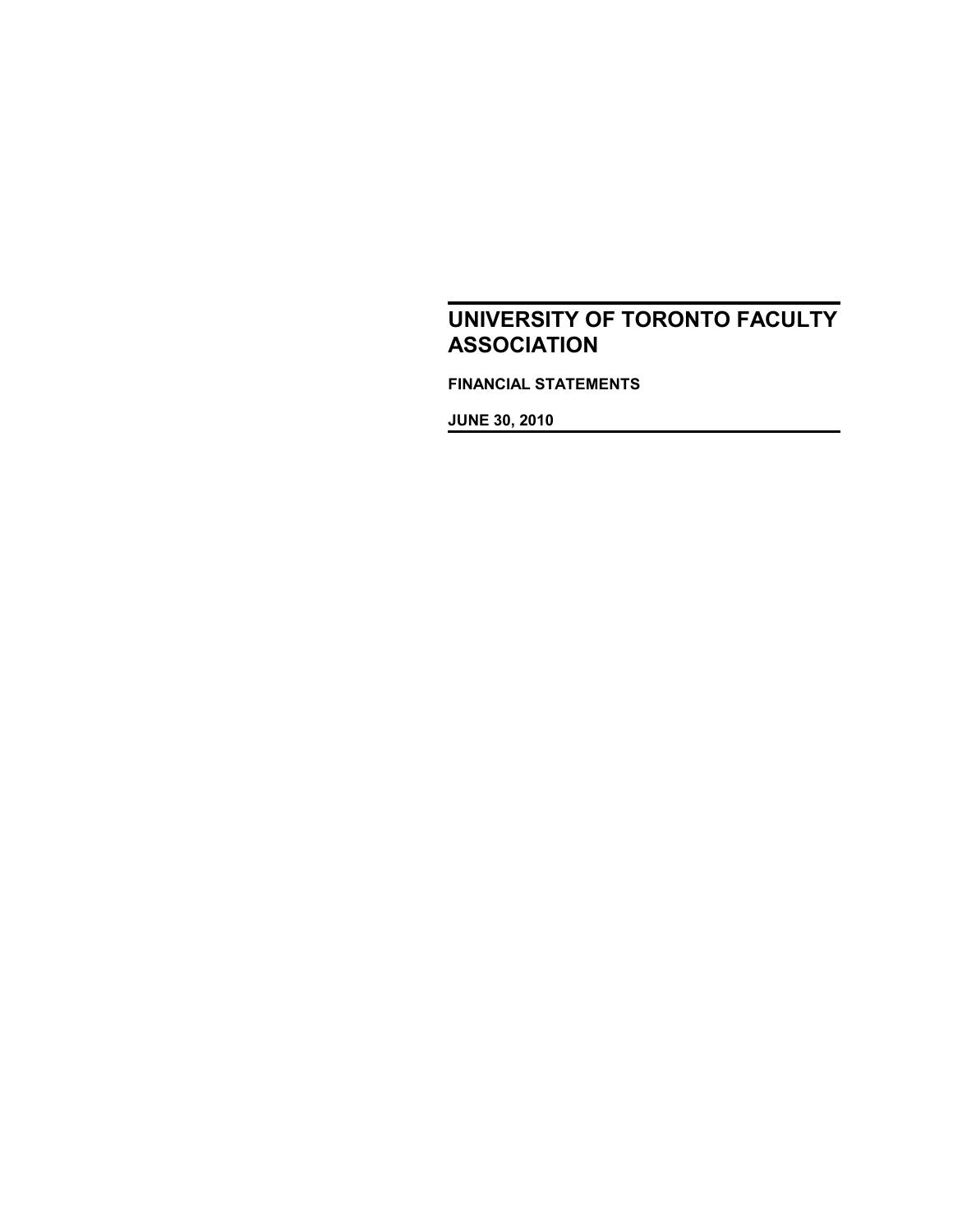# UNIVERSITY OF TORONTO FACULTY ASSOCIATION

**FINANCIAL STATEMENTS**

**JUNE 30, 2010**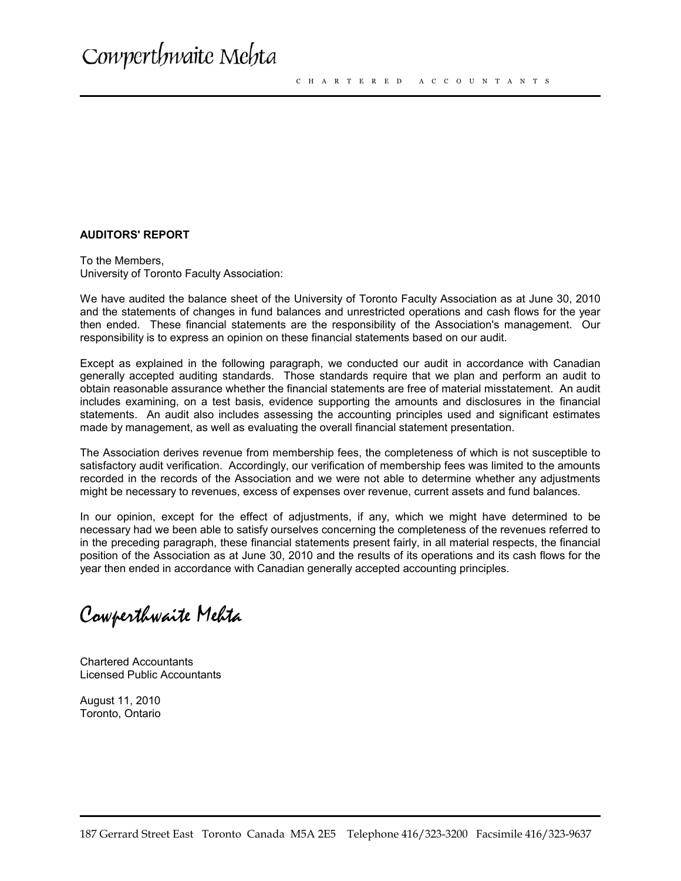Cowperthwaite Mehta

CHARTERED ACCOUNTANTS

**AUDITORS' REPORT**

To the Members,
University of Toronto Faculty Association:

We have audited the balance sheet of the University of Toronto Faculty Association as at June 30, 2010 and the statements of changes in fund balances and unrestricted operations and cash flows for the year then ended. These financial statements are the responsibility of the Association's management. Our responsibility is to express an opinion on these financial statements based on our audit.

Except as explained in the following paragraph, we conducted our audit in accordance with Canadian generally accepted auditing standards. Those standards require that we plan and perform an audit to obtain reasonable assurance whether the financial statements are free of material misstatement. An audit includes examining, on a test basis, evidence supporting the amounts and disclosures in the financial statements. An audit also includes assessing the accounting principles used and significant estimates made by management, as well as evaluating the overall financial statement presentation.

The Association derives revenue from membership fees, the completeness of which is not susceptible to satisfactory audit verification. Accordingly, our verification of membership fees was limited to the amounts recorded in the records of the Association and we were not able to determine whether any adjustments might be necessary to revenues, excess of expenses over revenue, current assets and fund balances.

In our opinion, except for the effect of adjustments, if any, which we might have determined to be necessary had we been able to satisfy ourselves concerning the completeness of the revenues referred to in the preceding paragraph, these financial statements present fairly, in all material respects, the financial position of the Association as at June 30, 2010 and the results of its operations and its cash flows for the year then ended in accordance with Canadian generally accepted accounting principles.

Cowperthwaite Mehta

Chartered Accountants
Licensed Public Accountants

August 11, 2010
Toronto, Ontario

187 Gerrard Street East Toronto Canada M5A 2E5 Telephone 416/323-3200 Facsimile 416/323-9637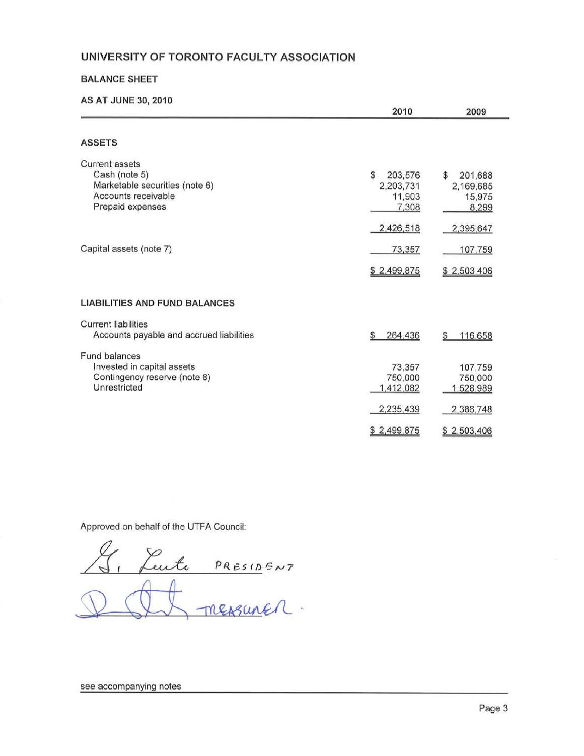# UNIVERSITY OF TORONTO FACULTY ASSOCIATION

## BALANCE SHEET

### AS AT JUNE 30, 2010

| | 2010 | 2009 |
|---|---|---|
| **ASSETS** | | |
| Current assets | | |
| Cash (note 5) | $ 203,576 | $ 201,688 |
| Marketable securities (note 6) | 2,203,731 | 2,169,685 |
| Accounts receivable | 11,903 | 15,975 |
| Prepaid expenses | 7,308 | 8,299 |
| | 2,426,518 | 2,395,647 |
| Capital assets (note 7) | 73,357 | 107,759 |
| | $ 2,499,875 | $ 2,503,406 |
| **LIABILITIES AND FUND BALANCES** | | |
| Current liabilities | | |
| Accounts payable and accrued liabilities | $ 264,436 | $ 116,658 |
| Fund balances | | |
| Invested in capital assets | 73,357 | 107,759 |
| Contingency reserve (note 8) | 750,000 | 750,000 |
| Unrestricted | 1,412,082 | 1,528,989 |
| | 2,235,439 | 2,386,748 |
| | $ 2,499,875 | $ 2,503,406 |

Approved on behalf of the UTFA Council:

G. Luste PRESIDENT

D. [signature] TREASURER.

see accompanying notes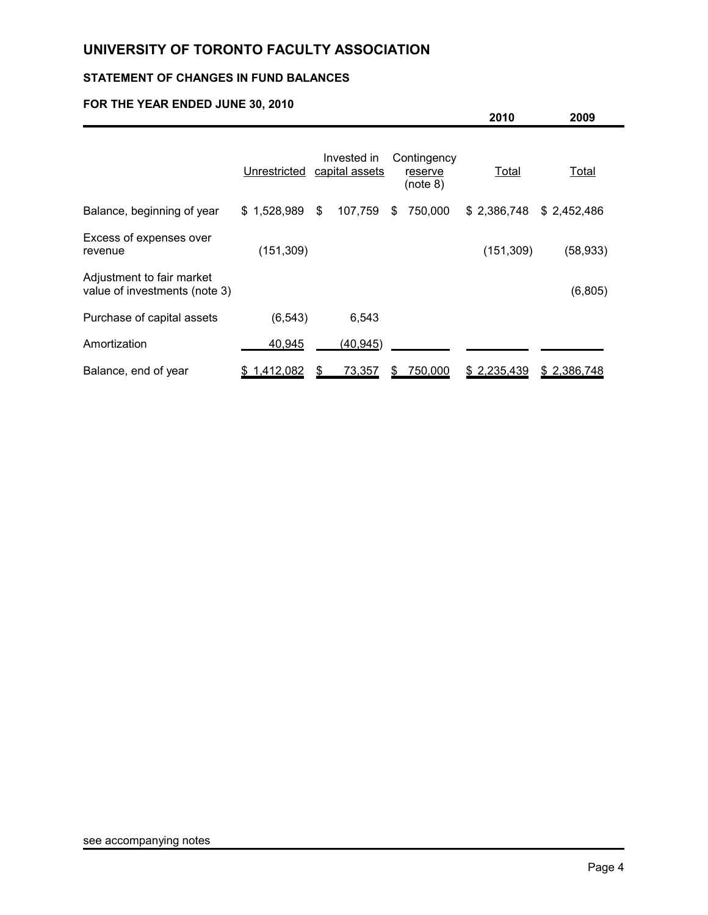# UNIVERSITY OF TORONTO FACULTY ASSOCIATION

## STATEMENT OF CHANGES IN FUND BALANCES

### FOR THE YEAR ENDED JUNE 30, 2010

| | Unrestricted | Invested in capital assets | Contingency reserve (note 8) | 2010 Total | 2009 Total |
|---|---|---|---|---|---|
| Balance, beginning of year | $ 1,528,989 | $ 107,759 | $ 750,000 | $ 2,386,748 | $ 2,452,486 |
| Excess of expenses over revenue | (151,309) | | | (151,309) | (58,933) |
| Adjustment to fair market value of investments (note 3) | | | | | (6,805) |
| Purchase of capital assets | (6,543) | 6,543 | | | |
| Amortization | 40,945 | (40,945) | | | |
| Balance, end of year | $ 1,412,082 | $ 73,357 | $ 750,000 | $ 2,235,439 | $ 2,386,748 |

see accompanying notes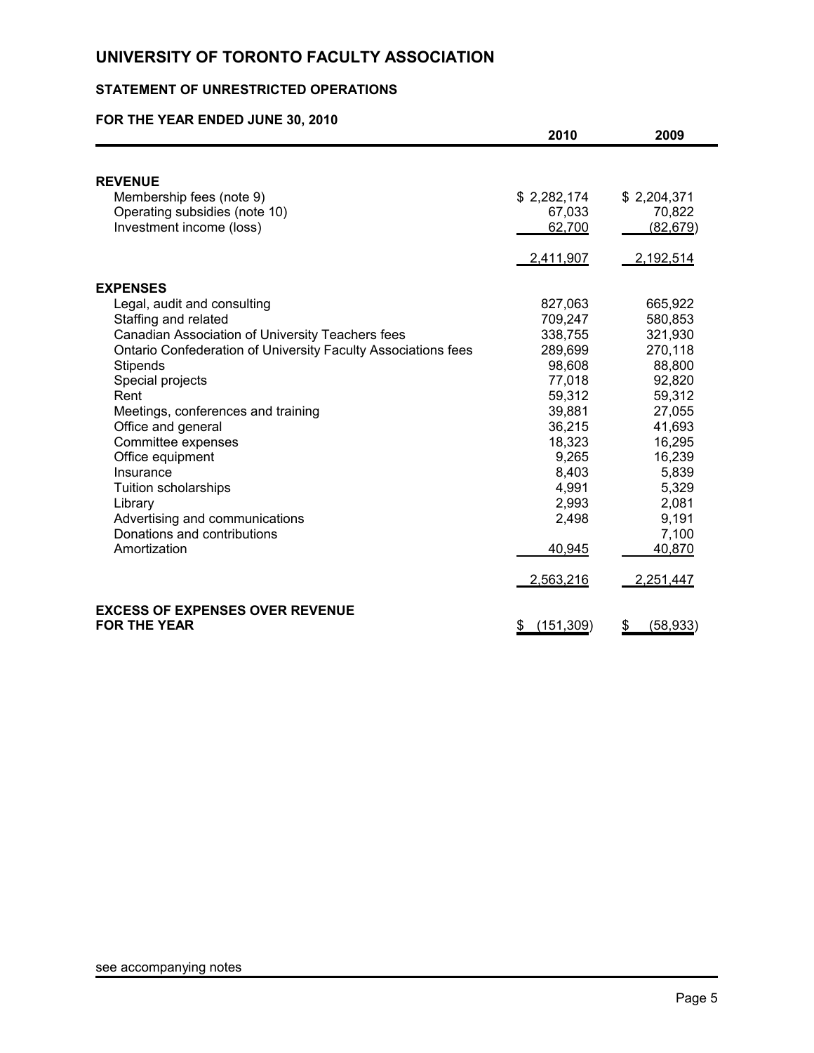# UNIVERSITY OF TORONTO FACULTY ASSOCIATION

## STATEMENT OF UNRESTRICTED OPERATIONS

### FOR THE YEAR ENDED JUNE 30, 2010

| | 2010 | 2009 |
|---|---|---|
| **REVENUE** | | |
| Membership fees (note 9) | $ 2,282,174 | $ 2,204,371 |
| Operating subsidies (note 10) | 67,033 | 70,822 |
| Investment income (loss) | 62,700 | (82,679) |
| | 2,411,907 | 2,192,514 |
| **EXPENSES** | | |
| Legal, audit and consulting | 827,063 | 665,922 |
| Staffing and related | 709,247 | 580,853 |
| Canadian Association of University Teachers fees | 338,755 | 321,930 |
| Ontario Confederation of University Faculty Associations fees | 289,699 | 270,118 |
| Stipends | 98,608 | 88,800 |
| Special projects | 77,018 | 92,820 |
| Rent | 59,312 | 59,312 |
| Meetings, conferences and training | 39,881 | 27,055 |
| Office and general | 36,215 | 41,693 |
| Committee expenses | 18,323 | 16,295 |
| Office equipment | 9,265 | 16,239 |
| Insurance | 8,403 | 5,839 |
| Tuition scholarships | 4,991 | 5,329 |
| Library | 2,993 | 2,081 |
| Advertising and communications | 2,498 | 9,191 |
| Donations and contributions | | 7,100 |
| Amortization | 40,945 | 40,870 |
| | 2,563,216 | 2,251,447 |
| **EXCESS OF EXPENSES OVER REVENUE FOR THE YEAR** | $ (151,309) | $ (58,933) |

see accompanying notes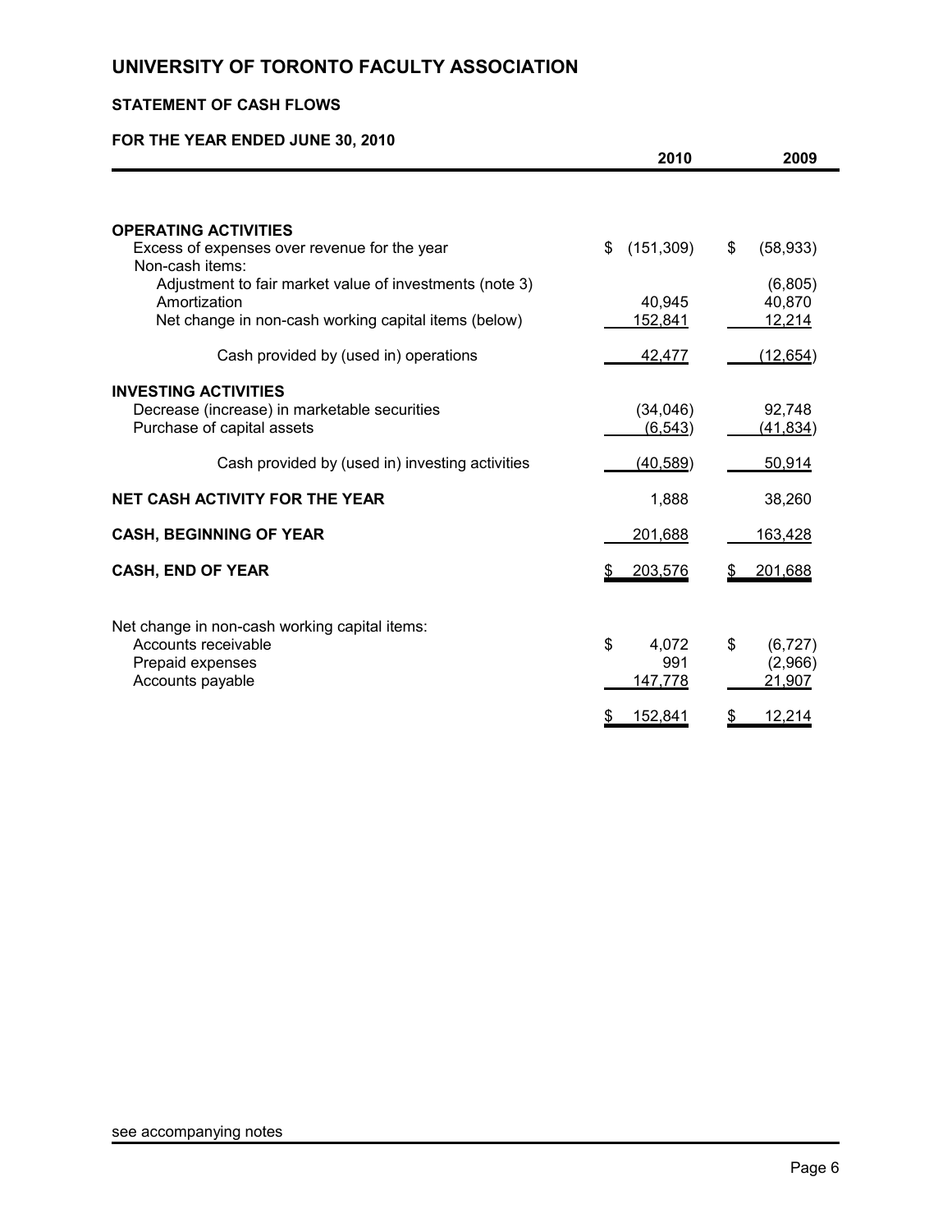# UNIVERSITY OF TORONTO FACULTY ASSOCIATION

## STATEMENT OF CASH FLOWS

### FOR THE YEAR ENDED JUNE 30, 2010

| | 2010 | 2009 |
|---|---|---|
| **OPERATING ACTIVITIES** | | |
| Excess of expenses over revenue for the year | $ (151,309) | $ (58,933) |
| Non-cash items: | | |
| Adjustment to fair market value of investments (note 3) | | (6,805) |
| Amortization | 40,945 | 40,870 |
| Net change in non-cash working capital items (below) | 152,841 | 12,214 |
| Cash provided by (used in) operations | 42,477 | (12,654) |
| **INVESTING ACTIVITIES** | | |
| Decrease (increase) in marketable securities | (34,046) | 92,748 |
| Purchase of capital assets | (6,543) | (41,834) |
| Cash provided by (used in) investing activities | (40,589) | 50,914 |
| **NET CASH ACTIVITY FOR THE YEAR** | 1,888 | 38,260 |
| **CASH, BEGINNING OF YEAR** | 201,688 | 163,428 |
| **CASH, END OF YEAR** | $ 203,576 | $ 201,688 |

| Net change in non-cash working capital items: | 2010 | 2009 |
|---|---|---|
| Accounts receivable | $ 4,072 | $ (6,727) |
| Prepaid expenses | 991 | (2,966) |
| Accounts payable | 147,778 | 21,907 |
| | $ 152,841 | $ 12,214 |

see accompanying notes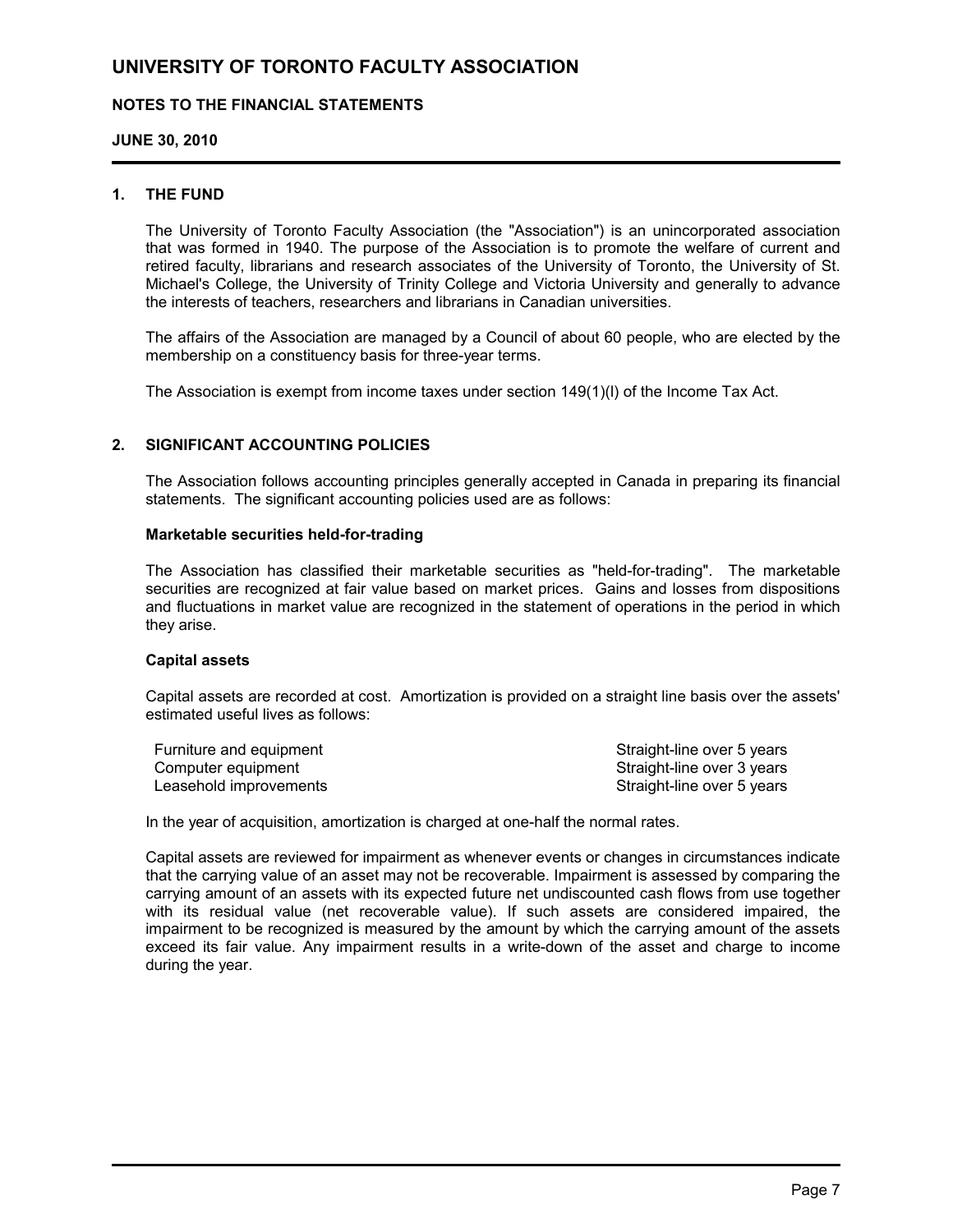# UNIVERSITY OF TORONTO FACULTY ASSOCIATION

## NOTES TO THE FINANCIAL STATEMENTS

### JUNE 30, 2010

### 1. THE FUND

The University of Toronto Faculty Association (the "Association") is an unincorporated association that was formed in 1940. The purpose of the Association is to promote the welfare of current and retired faculty, librarians and research associates of the University of Toronto, the University of St. Michael's College, the University of Trinity College and Victoria University and generally to advance the interests of teachers, researchers and librarians in Canadian universities.

The affairs of the Association are managed by a Council of about 60 people, who are elected by the membership on a constituency basis for three-year terms.

The Association is exempt from income taxes under section 149(1)(l) of the Income Tax Act.

### 2. SIGNIFICANT ACCOUNTING POLICIES

The Association follows accounting principles generally accepted in Canada in preparing its financial statements. The significant accounting policies used are as follows:

**Marketable securities held-for-trading**

The Association has classified their marketable securities as "held-for-trading". The marketable securities are recognized at fair value based on market prices. Gains and losses from dispositions and fluctuations in market value are recognized in the statement of operations in the period in which they arise.

**Capital assets**

Capital assets are recorded at cost. Amortization is provided on a straight line basis over the assets' estimated useful lives as follows:

| | |
|---|---|
| Furniture and equipment | Straight-line over 5 years |
| Computer equipment | Straight-line over 3 years |
| Leasehold improvements | Straight-line over 5 years |

In the year of acquisition, amortization is charged at one-half the normal rates.

Capital assets are reviewed for impairment as whenever events or changes in circumstances indicate that the carrying value of an asset may not be recoverable. Impairment is assessed by comparing the carrying amount of an assets with its expected future net undiscounted cash flows from use together with its residual value (net recoverable value). If such assets are considered impaired, the impairment to be recognized is measured by the amount by which the carrying amount of the assets exceed its fair value. Any impairment results in a write-down of the asset and charge to income during the year.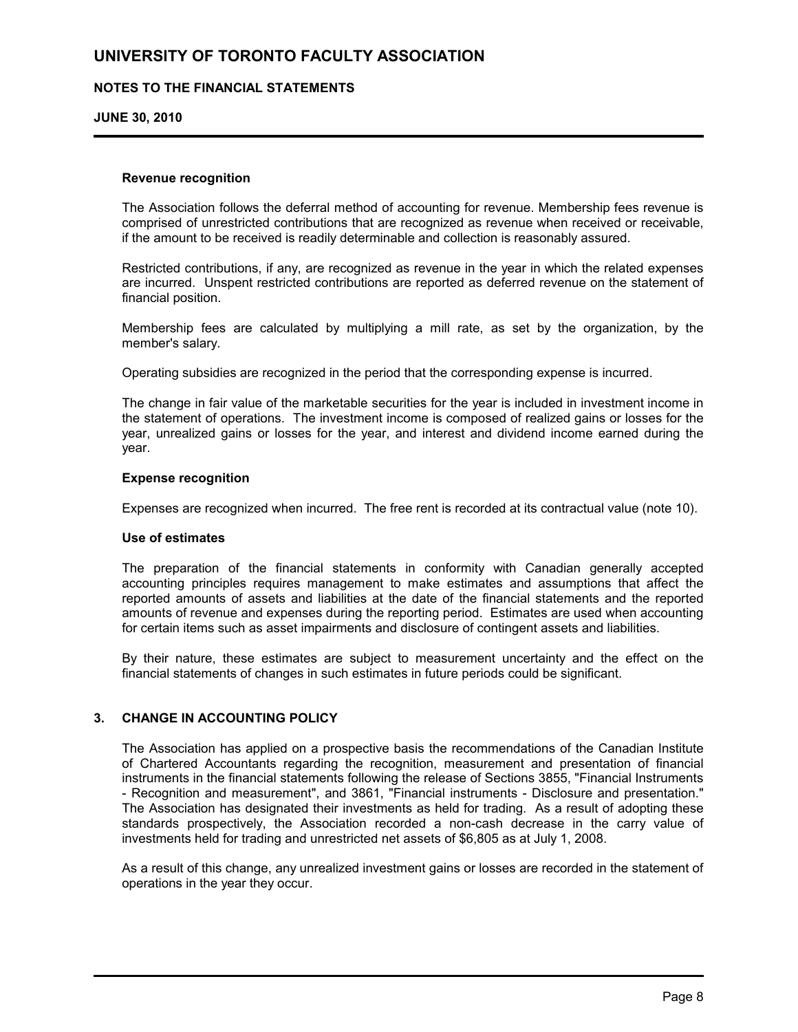#### Revenue recognition

The Association follows the deferral method of accounting for revenue. Membership fees revenue is comprised of unrestricted contributions that are recognized as revenue when received or receivable, if the amount to be received is readily determinable and collection is reasonably assured.

Restricted contributions, if any, are recognized as revenue in the year in which the related expenses are incurred. Unspent restricted contributions are reported as deferred revenue on the statement of financial position.

Membership fees are calculated by multiplying a mill rate, as set by the organization, by the member's salary.

Operating subsidies are recognized in the period that the corresponding expense is incurred.

The change in fair value of the marketable securities for the year is included in investment income in the statement of operations. The investment income is composed of realized gains or losses for the year, unrealized gains or losses for the year, and interest and dividend income earned during the year.

#### Expense recognition

Expenses are recognized when incurred. The free rent is recorded at its contractual value (note 10).

#### Use of estimates

The preparation of the financial statements in conformity with Canadian generally accepted accounting principles requires management to make estimates and assumptions that affect the reported amounts of assets and liabilities at the date of the financial statements and the reported amounts of revenue and expenses during the reporting period. Estimates are used when accounting for certain items such as asset impairments and disclosure of contingent assets and liabilities.

By their nature, these estimates are subject to measurement uncertainty and the effect on the financial statements of changes in such estimates in future periods could be significant.

### 3. CHANGE IN ACCOUNTING POLICY

The Association has applied on a prospective basis the recommendations of the Canadian Institute of Chartered Accountants regarding the recognition, measurement and presentation of financial instruments in the financial statements following the release of Sections 3855, "Financial Instruments - Recognition and measurement", and 3861, "Financial instruments - Disclosure and presentation." The Association has designated their investments as held for trading. As a result of adopting these standards prospectively, the Association recorded a non-cash decrease in the carry value of investments held for trading and unrestricted net assets of $6,805 as at July 1, 2008.

As a result of this change, any unrealized investment gains or losses are recorded in the statement of operations in the year they occur.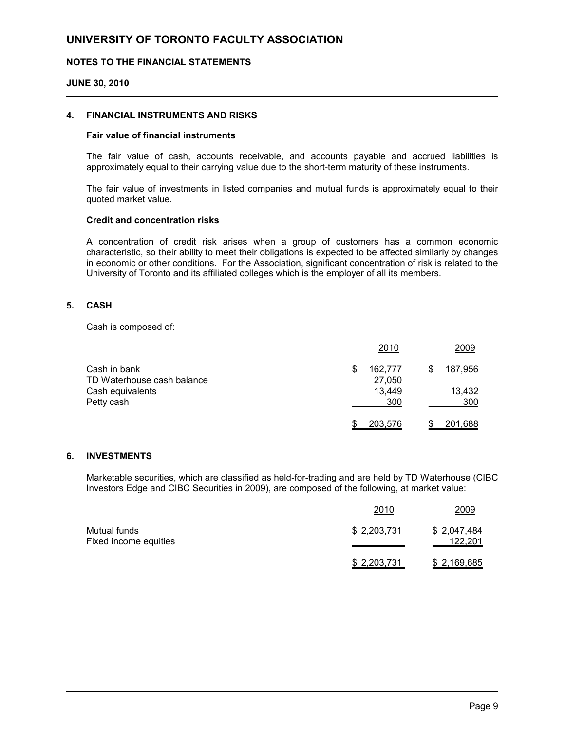# UNIVERSITY OF TORONTO FACULTY ASSOCIATION

## NOTES TO THE FINANCIAL STATEMENTS

**JUNE 30, 2010**

### 4. FINANCIAL INSTRUMENTS AND RISKS

**Fair value of financial instruments**

The fair value of cash, accounts receivable, and accounts payable and accrued liabilities is approximately equal to their carrying value due to the short-term maturity of these instruments.

The fair value of investments in listed companies and mutual funds is approximately equal to their quoted market value.

**Credit and concentration risks**

A concentration of credit risk arises when a group of customers has a common economic characteristic, so their ability to meet their obligations is expected to be affected similarly by changes in economic or other conditions. For the Association, significant concentration of risk is related to the University of Toronto and its affiliated colleges which is the employer of all its members.

### 5. CASH

Cash is composed of:

| | 2010 | 2009 |
|---|---|---|
| Cash in bank | $ 162,777 | $ 187,956 |
| TD Waterhouse cash balance | 27,050 | |
| Cash equivalents | 13,449 | 13,432 |
| Petty cash | 300 | 300 |
| | $ 203,576 | $ 201,688 |

### 6. INVESTMENTS

Marketable securities, which are classified as held-for-trading and are held by TD Waterhouse (CIBC Investors Edge and CIBC Securities in 2009), are composed of the following, at market value:

| | 2010 | 2009 |
|---|---|---|
| Mutual funds | $ 2,203,731 | $ 2,047,484 |
| Fixed income equities | | 122,201 |
| | $ 2,203,731 | $ 2,169,685 |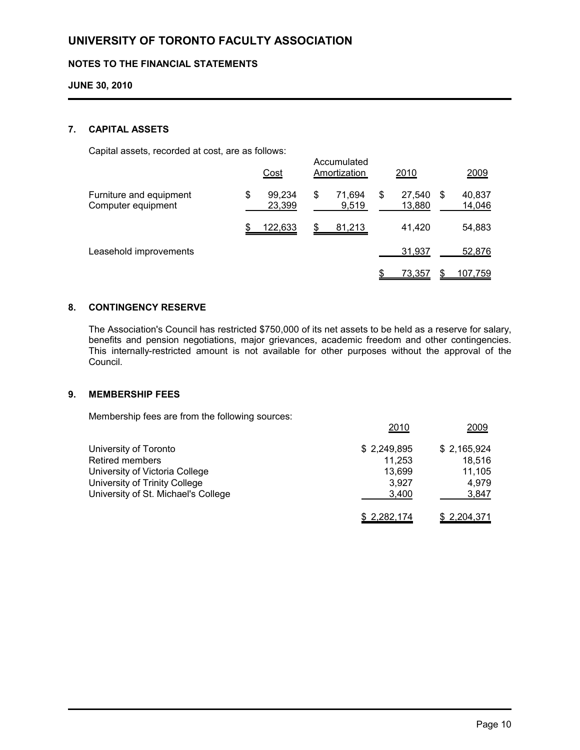# UNIVERSITY OF TORONTO FACULTY ASSOCIATION

## NOTES TO THE FINANCIAL STATEMENTS

**JUNE 30, 2010**

### 7. CAPITAL ASSETS

Capital assets, recorded at cost, are as follows:

| | Cost | Accumulated Amortization | 2010 | 2009 |
|---|---|---|---|---|
| Furniture and equipment | $ 99,234 | $ 71,694 | $ 27,540 | $ 40,837 |
| Computer equipment | 23,399 | 9,519 | 13,880 | 14,046 |
| | $ 122,633 | $ 81,213 | 41,420 | 54,883 |
| Leasehold improvements | | | 31,937 | 52,876 |
| | | | $ 73,357 | $ 107,759 |

### 8. CONTINGENCY RESERVE

The Association's Council has restricted $750,000 of its net assets to be held as a reserve for salary, benefits and pension negotiations, major grievances, academic freedom and other contingencies. This internally-restricted amount is not available for other purposes without the approval of the Council.

### 9. MEMBERSHIP FEES

Membership fees are from the following sources:

| | 2010 | 2009 |
|---|---|---|
| University of Toronto | $ 2,249,895 | $ 2,165,924 |
| Retired members | 11,253 | 18,516 |
| University of Victoria College | 13,699 | 11,105 |
| University of Trinity College | 3,927 | 4,979 |
| University of St. Michael's College | 3,400 | 3,847 |
| | $ 2,282,174 | $ 2,204,371 |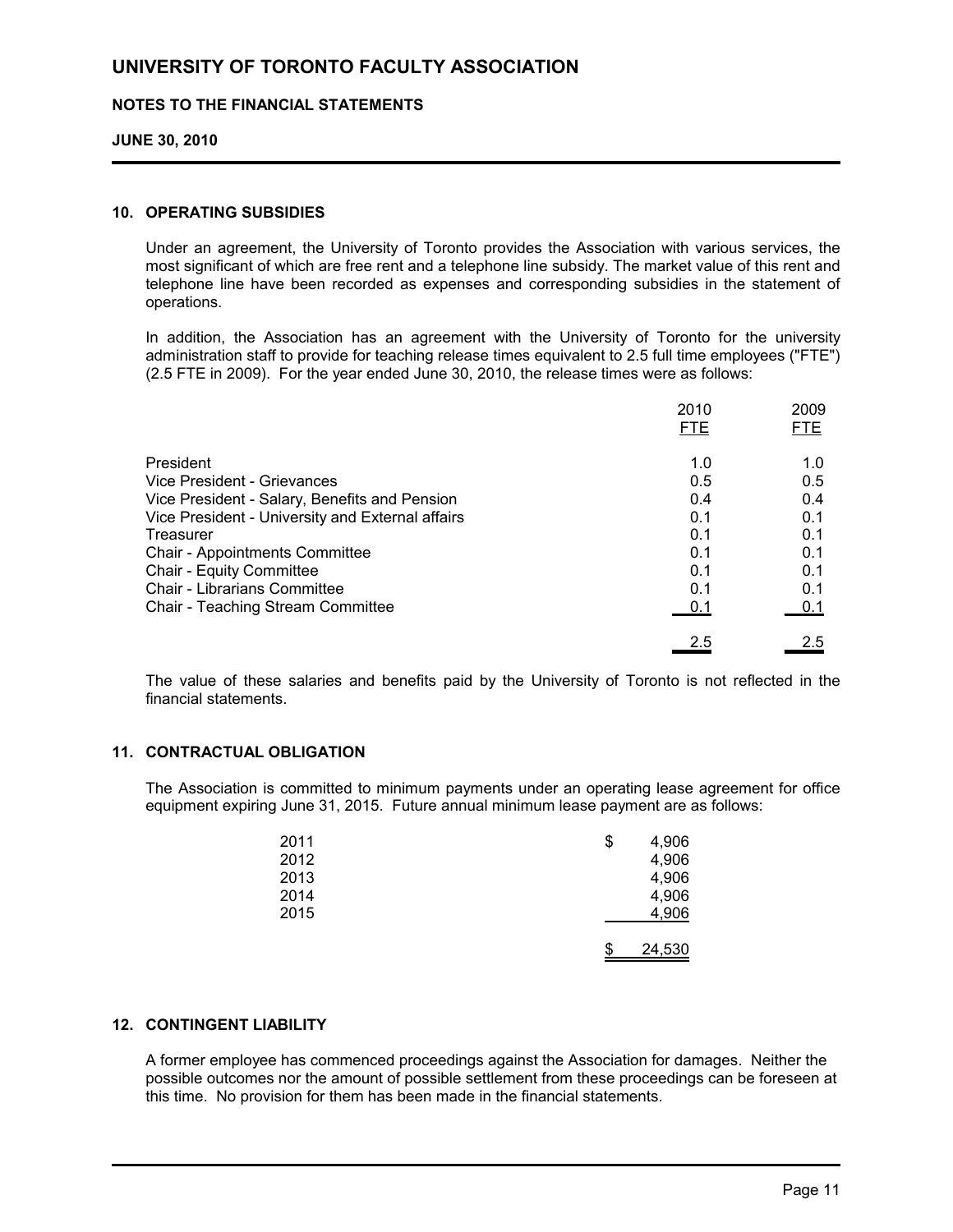# UNIVERSITY OF TORONTO FACULTY ASSOCIATION

## NOTES TO THE FINANCIAL STATEMENTS

**JUNE 30, 2010**

### 10. OPERATING SUBSIDIES

Under an agreement, the University of Toronto provides the Association with various services, the most significant of which are free rent and a telephone line subsidy. The market value of this rent and telephone line have been recorded as expenses and corresponding subsidies in the statement of operations.

In addition, the Association has an agreement with the University of Toronto for the university administration staff to provide for teaching release times equivalent to 2.5 full time employees ("FTE") (2.5 FTE in 2009). For the year ended June 30, 2010, the release times were as follows:

| | 2010 FTE | 2009 FTE |
|---|---|---|
| President | 1.0 | 1.0 |
| Vice President - Grievances | 0.5 | 0.5 |
| Vice President - Salary, Benefits and Pension | 0.4 | 0.4 |
| Vice President - University and External affairs | 0.1 | 0.1 |
| Treasurer | 0.1 | 0.1 |
| Chair - Appointments Committee | 0.1 | 0.1 |
| Chair - Equity Committee | 0.1 | 0.1 |
| Chair - Librarians Committee | 0.1 | 0.1 |
| Chair - Teaching Stream Committee | 0.1 | 0.1 |
| | 2.5 | 2.5 |

The value of these salaries and benefits paid by the University of Toronto is not reflected in the financial statements.

### 11. CONTRACTUAL OBLIGATION

The Association is committed to minimum payments under an operating lease agreement for office equipment expiring June 31, 2015. Future annual minimum lease payment are as follows:

| | |
|---|---|
| 2011 | $ 4,906 |
| 2012 | 4,906 |
| 2013 | 4,906 |
| 2014 | 4,906 |
| 2015 | 4,906 |
| | $ 24,530 |

### 12. CONTINGENT LIABILITY

A former employee has commenced proceedings against the Association for damages. Neither the possible outcomes nor the amount of possible settlement from these proceedings can be foreseen at this time. No provision for them has been made in the financial statements.